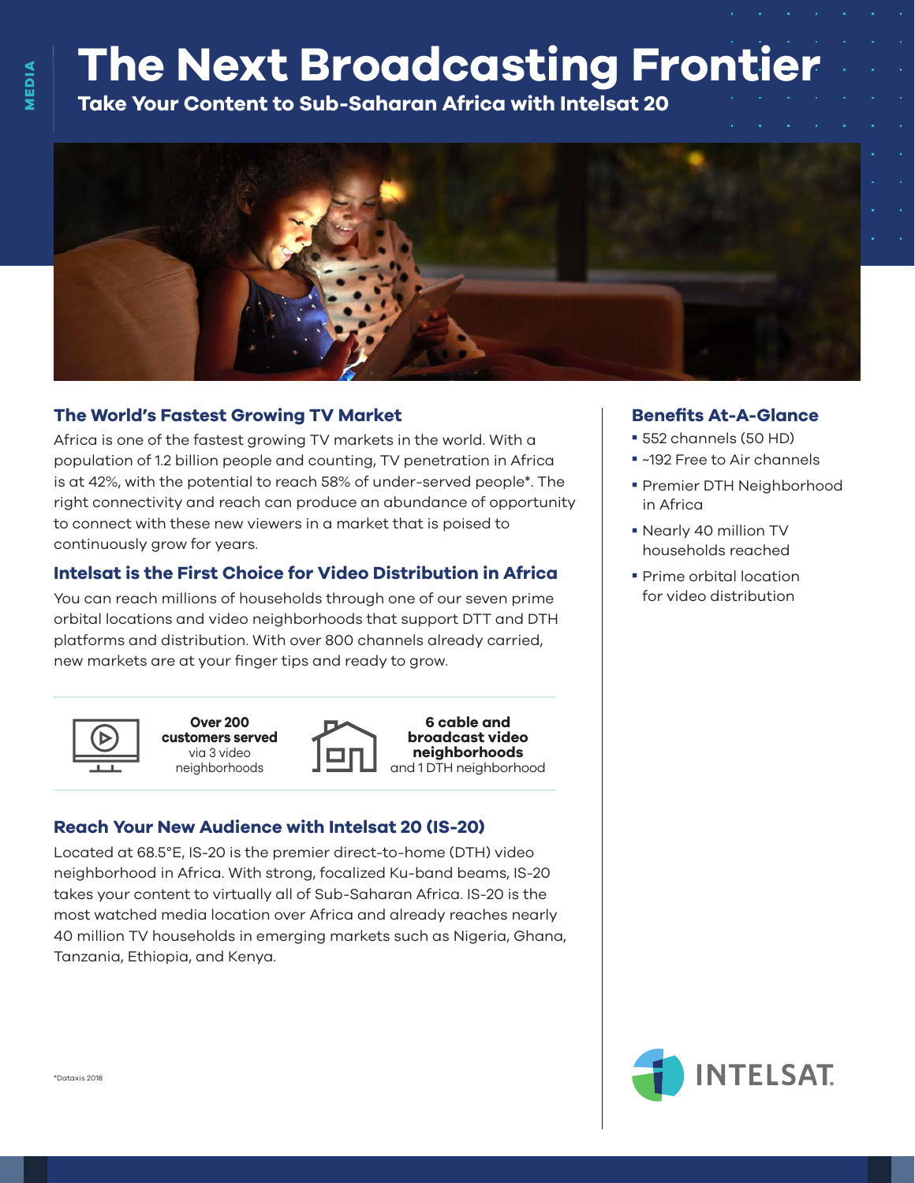MEDIA

# The Next Broadcasting Frontier

**Take Your Content to Sub-Saharan Africa with Intelsat 20**

## The World's Fastest Growing TV Market

Africa is one of the fastest growing TV markets in the world. With a population of 1.2 billion people and counting, TV penetration in Africa is at 42%, with the potential to reach 58% of under-served people*. The right connectivity and reach can produce an abundance of opportunity to connect with these new viewers in a market that is poised to continuously grow for years.

## Intelsat is the First Choice for Video Distribution in Africa

You can reach millions of households through one of our seven prime orbital locations and video neighborhoods that support DTT and DTH platforms and distribution. With over 800 channels already carried, new markets are at your finger tips and ready to grow.

**Over 200 customers served** via 3 video neighborhoods

**6 cable and broadcast video neighborhoods** and 1 DTH neighborhood

## Reach Your New Audience with Intelsat 20 (IS-20)

Located at 68.5°E, IS-20 is the premier direct-to-home (DTH) video neighborhood in Africa. With strong, focalized Ku-band beams, IS-20 takes your content to virtually all of Sub-Saharan Africa. IS-20 is the most watched media location over Africa and already reaches nearly 40 million TV households in emerging markets such as Nigeria, Ghana, Tanzania, Ethiopia, and Kenya.

## Benefits At-A-Glance

- 552 channels (50 HD)
- ~192 Free to Air channels
- Premier DTH Neighborhood in Africa
- Nearly 40 million TV households reached
- Prime orbital location for video distribution

*Dataxis 2018

INTELSAT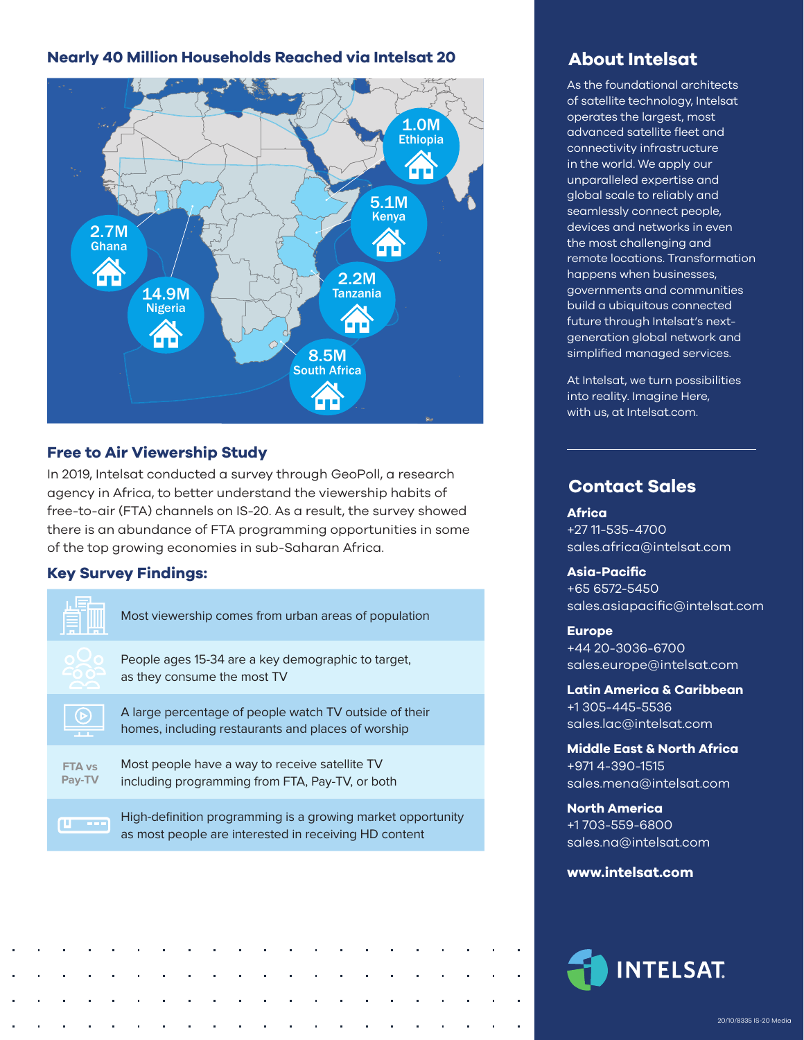## Nearly 40 Million Households Reached via Intelsat 20

1.0M
Ethiopia

5.1M
Kenya

2.7M
Ghana

14.9M
Nigeria

2.2M
Tanzania

8.5M
South Africa

## Free to Air Viewership Study

In 2019, Intelsat conducted a survey through GeoPoll, a research agency in Africa, to better understand the viewership habits of free-to-air (FTA) channels on IS-20. As a result, the survey showed there is an abundance of FTA programming opportunities in some of the top growing economies in sub-Saharan Africa.

### Key Survey Findings:

- Most viewership comes from urban areas of population
- People ages 15-34 are a key demographic to target, as they consume the most TV
- A large percentage of people watch TV outside of their homes, including restaurants and places of worship
- FTA vs Pay-TV: Most people have a way to receive satellite TV including programming from FTA, Pay-TV, or both
- High-definition programming is a growing market opportunity as most people are interested in receiving HD content

## About Intelsat

As the foundational architects of satellite technology, Intelsat operates the largest, most advanced satellite fleet and connectivity infrastructure in the world. We apply our unparalleled expertise and global scale to reliably and seamlessly connect people, devices and networks in even the most challenging and remote locations. Transformation happens when businesses, governments and communities build a ubiquitous connected future through Intelsat's next-generation global network and simplified managed services.

At Intelsat, we turn possibilities into reality. Imagine Here, with us, at Intelsat.com.

## Contact Sales

**Africa**
+27 11-535-4700
sales.africa@intelsat.com

**Asia-Pacific**
+65 6572-5450
sales.asiapacific@intelsat.com

**Europe**
+44 20-3036-6700
sales.europe@intelsat.com

**Latin America & Caribbean**
+1 305-445-5536
sales.lac@intelsat.com

**Middle East & North Africa**
+971 4-390-1515
sales.mena@intelsat.com

**North America**
+1 703-559-6800
sales.na@intelsat.com

**www.intelsat.com**

INTELSAT

20/10/8335 IS-20 Media